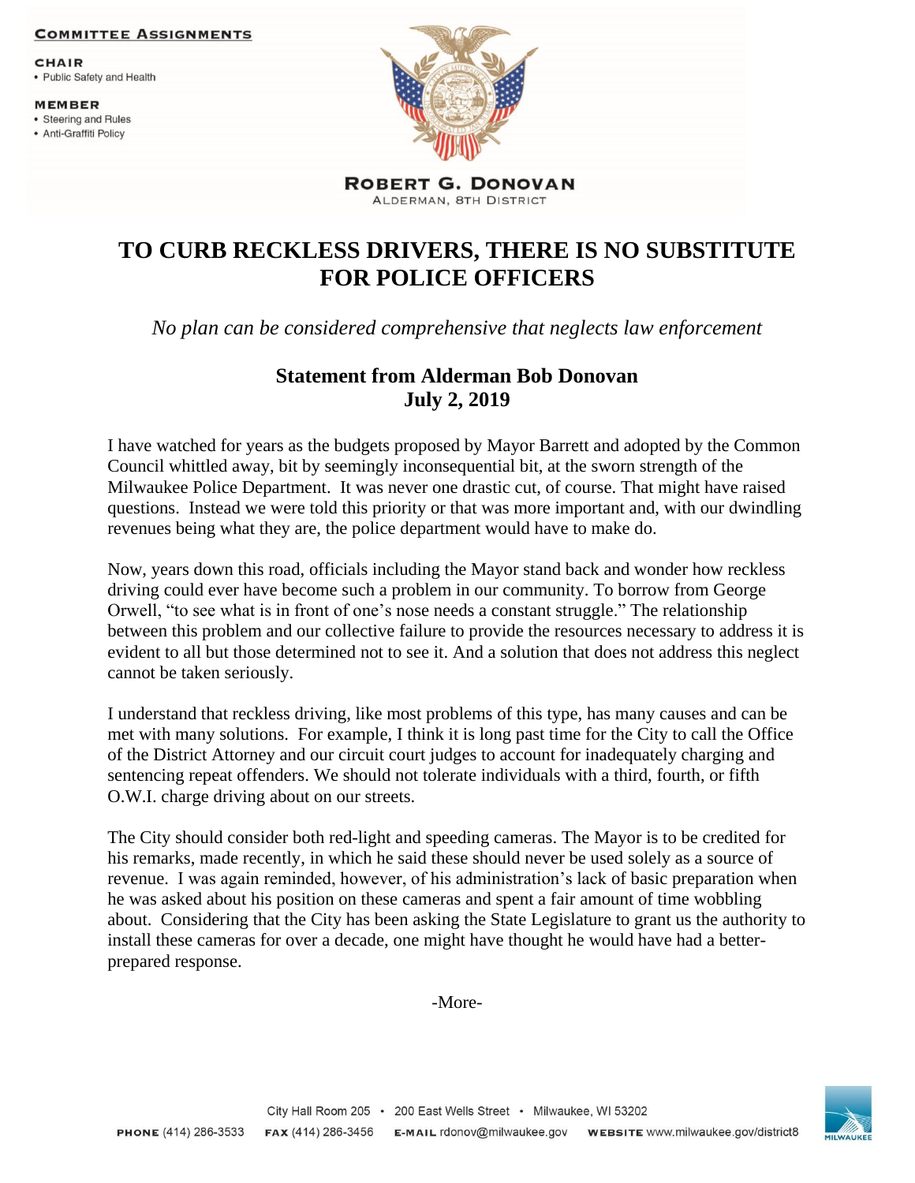**Committee Assignments**

**CHAIR**
- Public Safety and Health

**MEMBER**
- Steering and Rules
- Anti-Graffiti Policy

**ROBERT G. DONOVAN**
ALDERMAN, 8TH DISTRICT

# TO CURB RECKLESS DRIVERS, THERE IS NO SUBSTITUTE FOR POLICE OFFICERS

*No plan can be considered comprehensive that neglects law enforcement*

### Statement from Alderman Bob Donovan
### July 2, 2019

I have watched for years as the budgets proposed by Mayor Barrett and adopted by the Common Council whittled away, bit by seemingly inconsequential bit, at the sworn strength of the Milwaukee Police Department. It was never one drastic cut, of course. That might have raised questions. Instead we were told this priority or that was more important and, with our dwindling revenues being what they are, the police department would have to make do.

Now, years down this road, officials including the Mayor stand back and wonder how reckless driving could ever have become such a problem in our community. To borrow from George Orwell, "to see what is in front of one's nose needs a constant struggle." The relationship between this problem and our collective failure to provide the resources necessary to address it is evident to all but those determined not to see it. And a solution that does not address this neglect cannot be taken seriously.

I understand that reckless driving, like most problems of this type, has many causes and can be met with many solutions. For example, I think it is long past time for the City to call the Office of the District Attorney and our circuit court judges to account for inadequately charging and sentencing repeat offenders. We should not tolerate individuals with a third, fourth, or fifth O.W.I. charge driving about on our streets.

The City should consider both red-light and speeding cameras. The Mayor is to be credited for his remarks, made recently, in which he said these should never be used solely as a source of revenue. I was again reminded, however, of his administration's lack of basic preparation when he was asked about his position on these cameras and spent a fair amount of time wobbling about. Considering that the City has been asking the State Legislature to grant us the authority to install these cameras for over a decade, one might have thought he would have had a better-prepared response.

-More-

City Hall Room 205 • 200 East Wells Street • Milwaukee, WI 53202

**PHONE** (414) 286-3533 **FAX** (414) 286-3456 **E-MAIL** rdonov@milwaukee.gov **WEBSITE** www.milwaukee.gov/district8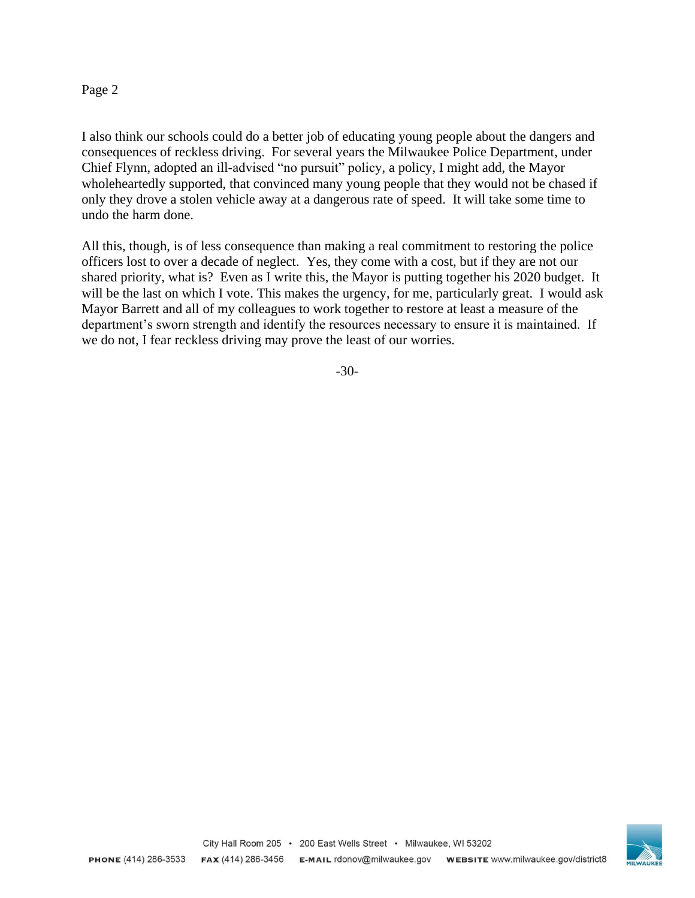I also think our schools could do a better job of educating young people about the dangers and consequences of reckless driving. For several years the Milwaukee Police Department, under Chief Flynn, adopted an ill-advised "no pursuit" policy, a policy, I might add, the Mayor wholeheartedly supported, that convinced many young people that they would not be chased if only they drove a stolen vehicle away at a dangerous rate of speed. It will take some time to undo the harm done.

All this, though, is of less consequence than making a real commitment to restoring the police officers lost to over a decade of neglect. Yes, they come with a cost, but if they are not our shared priority, what is? Even as I write this, the Mayor is putting together his 2020 budget. It will be the last on which I vote. This makes the urgency, for me, particularly great. I would ask Mayor Barrett and all of my colleagues to work together to restore at least a measure of the department's sworn strength and identify the resources necessary to ensure it is maintained. If we do not, I fear reckless driving may prove the least of our worries.

-30-

City Hall Room 205 • 200 East Wells Street • Milwaukee, WI 53202

**PHONE** (414) 286-3533 **FAX** (414) 286-3456 **E-MAIL** rdonov@milwaukee.gov **WEBSITE** www.milwaukee.gov/district8